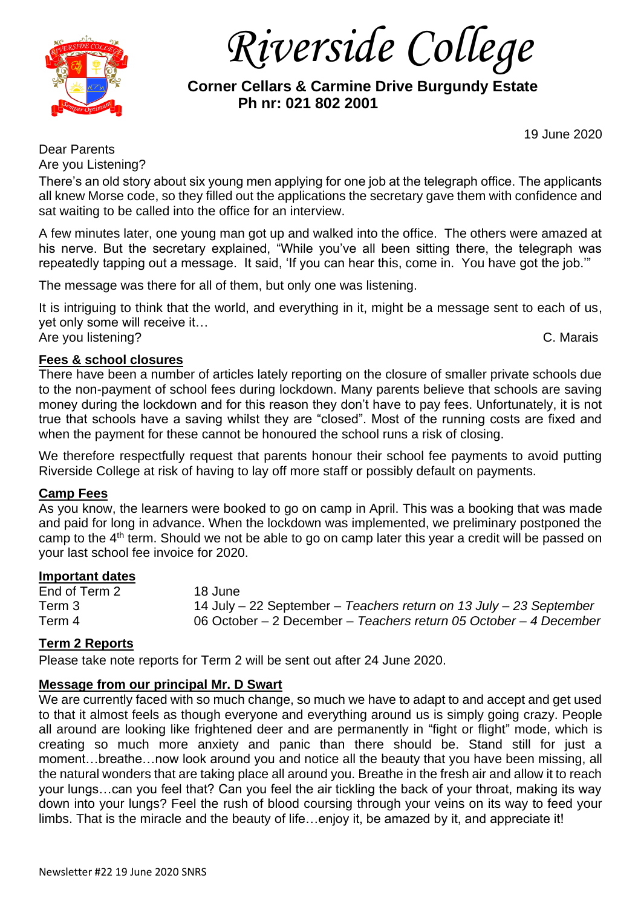# Riverside College

**Corner Cellars & Carmine Drive Burgundy Estate**
**Ph nr: 021 802 2001**

19 June 2020

Dear Parents

Are you Listening?

There's an old story about six young men applying for one job at the telegraph office. The applicants all knew Morse code, so they filled out the applications the secretary gave them with confidence and sat waiting to be called into the office for an interview.

A few minutes later, one young man got up and walked into the office. The others were amazed at his nerve. But the secretary explained, "While you've all been sitting there, the telegraph was repeatedly tapping out a message. It said, 'If you can hear this, come in. You have got the job.'"

The message was there for all of them, but only one was listening.

It is intriguing to think that the world, and everything in it, might be a message sent to each of us, yet only some will receive it…

Are you listening? C. Marais

## Fees & school closures

There have been a number of articles lately reporting on the closure of smaller private schools due to the non-payment of school fees during lockdown. Many parents believe that schools are saving money during the lockdown and for this reason they don't have to pay fees. Unfortunately, it is not true that schools have a saving whilst they are "closed". Most of the running costs are fixed and when the payment for these cannot be honoured the school runs a risk of closing.

We therefore respectfully request that parents honour their school fee payments to avoid putting Riverside College at risk of having to lay off more staff or possibly default on payments.

## Camp Fees

As you know, the learners were booked to go on camp in April. This was a booking that was made and paid for long in advance. When the lockdown was implemented, we preliminary postponed the camp to the 4th term. Should we not be able to go on camp later this year a credit will be passed on your last school fee invoice for 2020.

## Important dates

| | |
|---|---|
| End of Term 2 | 18 June |
| Term 3 | 14 July – 22 September – *Teachers return on 13 July – 23 September* |
| Term 4 | 06 October – 2 December – *Teachers return 05 October – 4 December* |

## Term 2 Reports

Please take note reports for Term 2 will be sent out after 24 June 2020.

## Message from our principal Mr. D Swart

We are currently faced with so much change, so much we have to adapt to and accept and get used to that it almost feels as though everyone and everything around us is simply going crazy. People all around are looking like frightened deer and are permanently in "fight or flight" mode, which is creating so much more anxiety and panic than there should be. Stand still for just a moment…breathe…now look around you and notice all the beauty that you have been missing, all the natural wonders that are taking place all around you. Breathe in the fresh air and allow it to reach your lungs…can you feel that? Can you feel the air tickling the back of your throat, making its way down into your lungs? Feel the rush of blood coursing through your veins on its way to feed your limbs. That is the miracle and the beauty of life…enjoy it, be amazed by it, and appreciate it!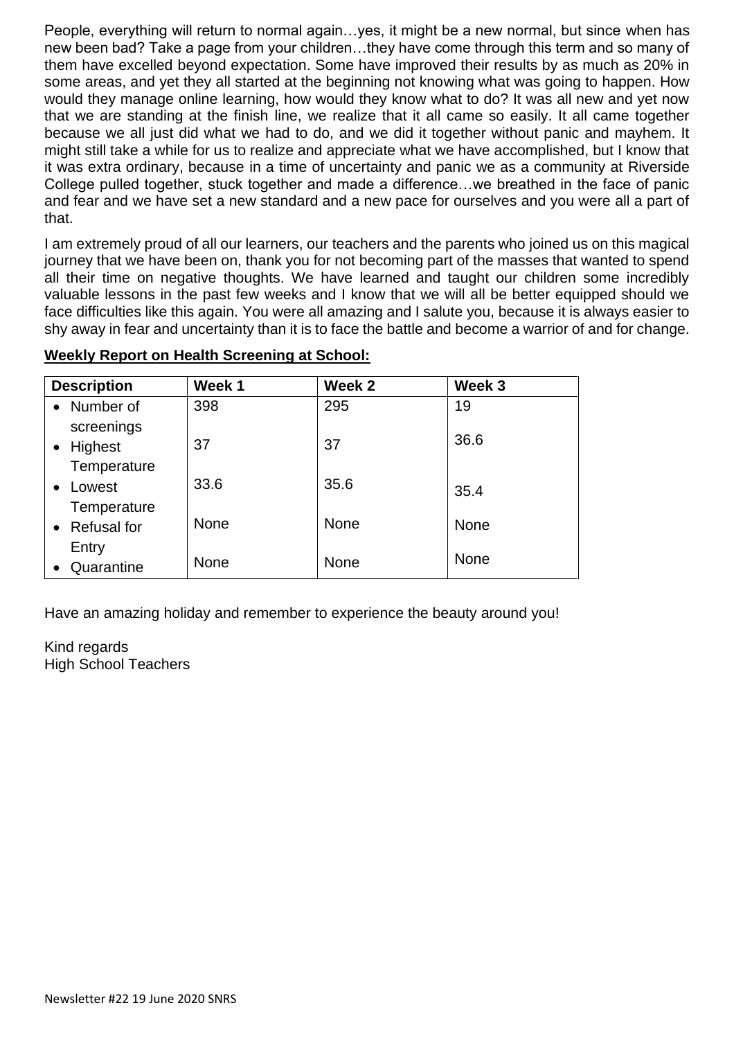People, everything will return to normal again…yes, it might be a new normal, but since when has new been bad? Take a page from your children…they have come through this term and so many of them have excelled beyond expectation. Some have improved their results by as much as 20% in some areas, and yet they all started at the beginning not knowing what was going to happen. How would they manage online learning, how would they know what to do? It was all new and yet now that we are standing at the finish line, we realize that it all came so easily. It all came together because we all just did what we had to do, and we did it together without panic and mayhem. It might still take a while for us to realize and appreciate what we have accomplished, but I know that it was extra ordinary, because in a time of uncertainty and panic we as a community at Riverside College pulled together, stuck together and made a difference…we breathed in the face of panic and fear and we have set a new standard and a new pace for ourselves and you were all a part of that.

I am extremely proud of all our learners, our teachers and the parents who joined us on this magical journey that we have been on, thank you for not becoming part of the masses that wanted to spend all their time on negative thoughts. We have learned and taught our children some incredibly valuable lessons in the past few weeks and I know that we will all be better equipped should we face difficulties like this again. You were all amazing and I salute you, because it is always easier to shy away in fear and uncertainty than it is to face the battle and become a warrior of and for change.

**Weekly Report on Health Screening at School:**

| Description | Week 1 | Week 2 | Week 3 |
|---|---|---|---|
| • Number of screenings | 398 | 295 | 19 |
| • Highest Temperature | 37 | 37 | 36.6 |
| • Lowest Temperature | 33.6 | 35.6 | 35.4 |
| • Refusal for Entry | None | None | None |
| • Quarantine | None | None | None |

Have an amazing holiday and remember to experience the beauty around you!

Kind regards
High School Teachers